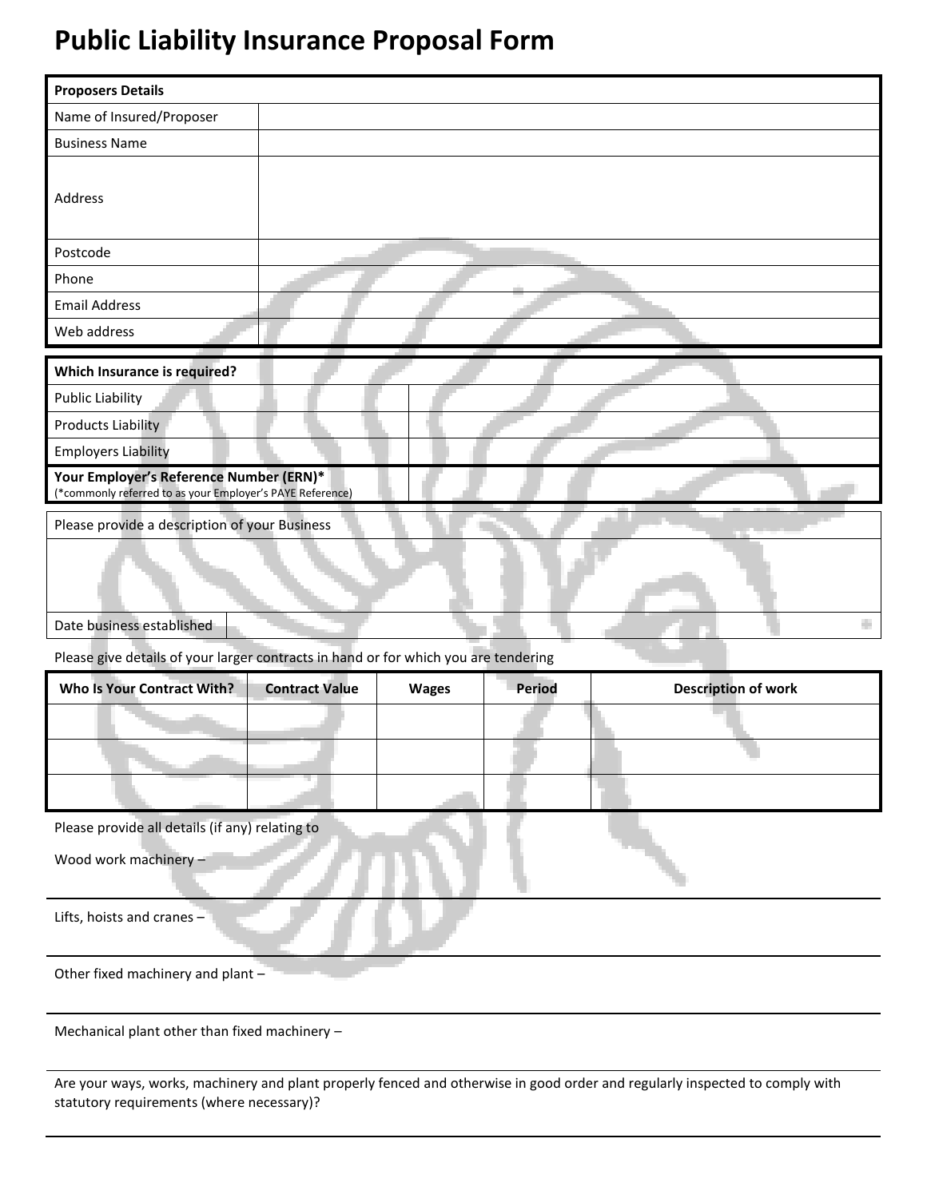# Public Liability Insurance Proposal Form

| **Proposers Details** | |
|---|---|
| Name of Insured/Proposer | |
| Business Name | |
| Address | |
| Postcode | |
| Phone | |
| Email Address | |
| Web address | |

| **Which Insurance is required?** | |
|---|---|
| Public Liability | |
| Products Liability | |
| Employers Liability | |
| **Your Employer's Reference Number (ERN)*** (*commonly referred to as your Employer's PAYE Reference) | |

| Please provide a description of your Business | |
|---|---|
| | |
| Date business established | |

Please give details of your larger contracts in hand or for which you are tendering

| **Who Is Your Contract With?** | **Contract Value** | **Wages** | **Period** | **Description of work** |
|---|---|---|---|---|
| | | | | |
| | | | | |
| | | | | |

Please provide all details (if any) relating to

Wood work machinery –

Lifts, hoists and cranes –

Other fixed machinery and plant –

Mechanical plant other than fixed machinery –

Are your ways, works, machinery and plant properly fenced and otherwise in good order and regularly inspected to comply with statutory requirements (where necessary)?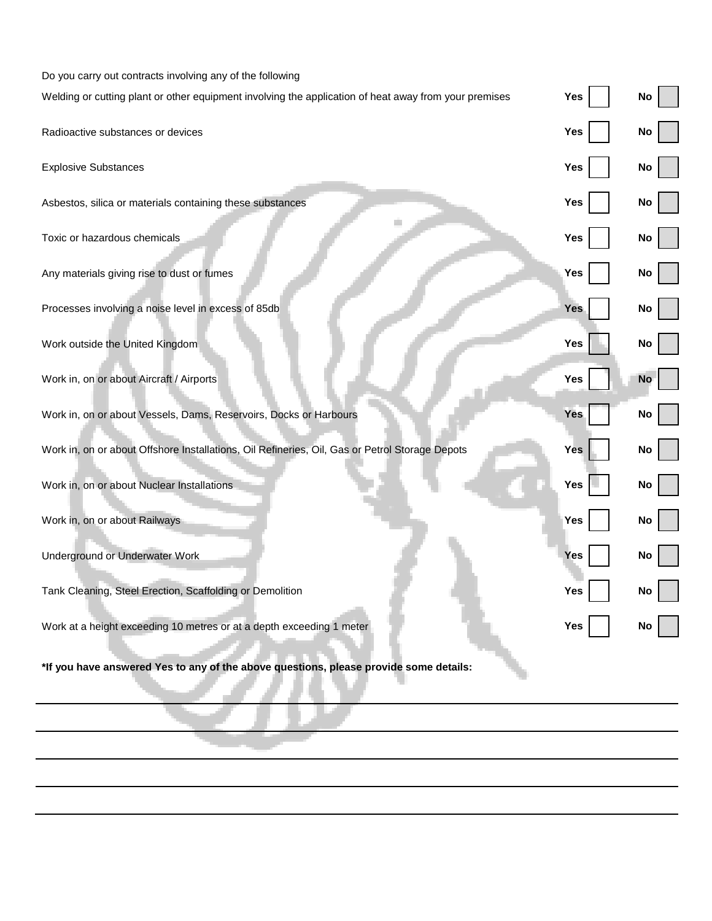Do you carry out contracts involving any of the following

| Question | Yes | No |
| --- | --- | --- |
| Welding or cutting plant or other equipment involving the application of heat away from your premises | Yes ☐ | No ☐ |
| Radioactive substances or devices | Yes ☐ | No ☐ |
| Explosive Substances | Yes ☐ | No ☐ |
| Asbestos, silica or materials containing these substances | Yes ☐ | No ☐ |
| Toxic or hazardous chemicals | Yes ☐ | No ☐ |
| Any materials giving rise to dust or fumes | Yes ☐ | No ☐ |
| Processes involving a noise level in excess of 85db | Yes ☐ | No ☐ |
| Work outside the United Kingdom | Yes ☐ | No ☐ |
| Work in, on or about Aircraft / Airports | Yes ☐ | No ☐ |
| Work in, on or about Vessels, Dams, Reservoirs, Docks or Harbours | Yes ☐ | No ☐ |
| Work in, on or about Offshore Installations, Oil Refineries, Oil, Gas or Petrol Storage Depots | Yes ☐ | No ☐ |
| Work in, on or about Nuclear Installations | Yes ☐ | No ☐ |
| Work in, on or about Railways | Yes ☐ | No ☐ |
| Underground or Underwater Work | Yes ☐ | No ☐ |
| Tank Cleaning, Steel Erection, Scaffolding or Demolition | Yes ☐ | No ☐ |
| Work at a height exceeding 10 metres or at a depth exceeding 1 meter | Yes ☐ | No ☐ |

**\*If you have answered Yes to any of the above questions, please provide some details:**

\_\_\_\_\_\_\_\_\_\_\_\_\_\_\_\_\_\_\_\_\_\_\_\_\_\_\_\_\_\_\_\_\_\_\_\_\_\_\_\_\_\_\_\_\_\_\_\_\_\_\_\_\_\_\_\_\_\_\_\_

\_\_\_\_\_\_\_\_\_\_\_\_\_\_\_\_\_\_\_\_\_\_\_\_\_\_\_\_\_\_\_\_\_\_\_\_\_\_\_\_\_\_\_\_\_\_\_\_\_\_\_\_\_\_\_\_\_\_\_\_

\_\_\_\_\_\_\_\_\_\_\_\_\_\_\_\_\_\_\_\_\_\_\_\_\_\_\_\_\_\_\_\_\_\_\_\_\_\_\_\_\_\_\_\_\_\_\_\_\_\_\_\_\_\_\_\_\_\_\_\_

\_\_\_\_\_\_\_\_\_\_\_\_\_\_\_\_\_\_\_\_\_\_\_\_\_\_\_\_\_\_\_\_\_\_\_\_\_\_\_\_\_\_\_\_\_\_\_\_\_\_\_\_\_\_\_\_\_\_\_\_

\_\_\_\_\_\_\_\_\_\_\_\_\_\_\_\_\_\_\_\_\_\_\_\_\_\_\_\_\_\_\_\_\_\_\_\_\_\_\_\_\_\_\_\_\_\_\_\_\_\_\_\_\_\_\_\_\_\_\_\_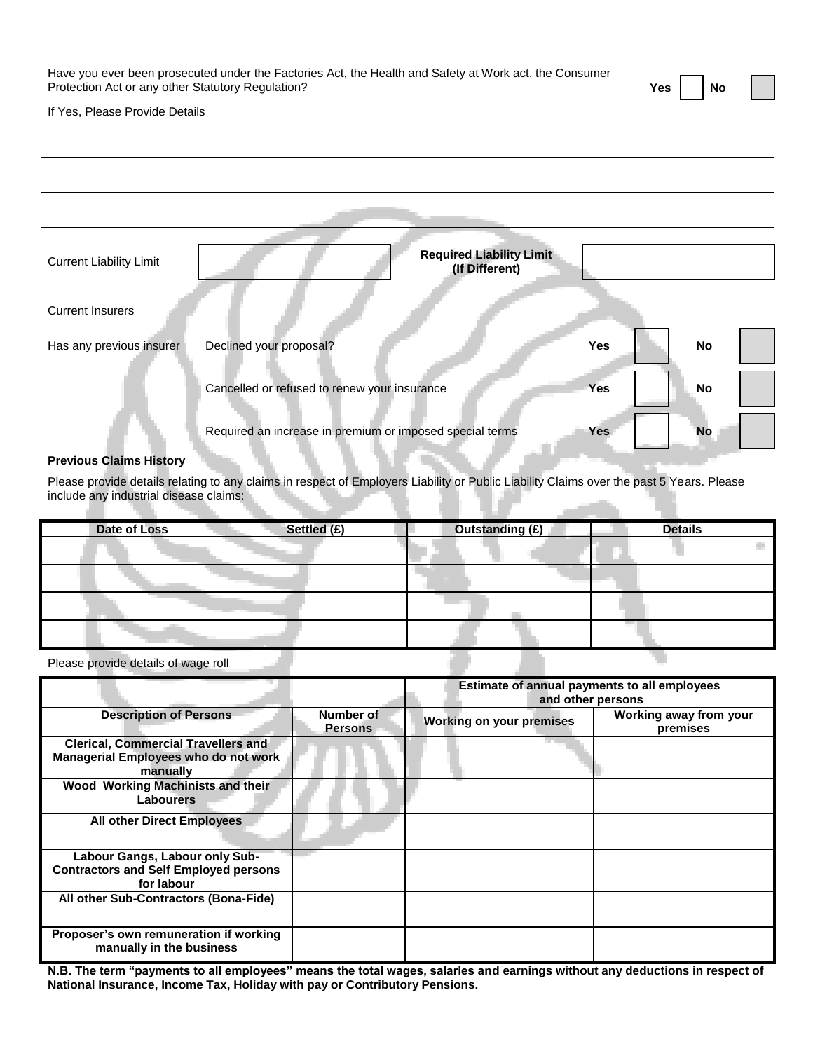Have you ever been prosecuted under the Factories Act, the Health and Safety at Work act, the Consumer Protection Act or any other Statutory Regulation? **Yes** ☐ **No** ☐

If Yes, Please Provide Details

_______________________________________________

_______________________________________________

_______________________________________________

Current Liability Limit ☐ **Required Liability Limit (If Different)** ☐

Current Insurers

Has any previous insurer

| | | | | |
|---|---|---|---|---|
| Declined your proposal? | **Yes** | ☐ | **No** | ☐ |
| Cancelled or refused to renew your insurance | **Yes** | ☐ | **No** | ☐ |
| Required an increase in premium or imposed special terms | **Yes** | ☐ | **No** | ☐ |

**Previous Claims History**

Please provide details relating to any claims in respect of Employers Liability or Public Liability Claims over the past 5 Years. Please include any industrial disease claims:

| Date of Loss | Settled (£) | Outstanding (£) | Details |
|---|---|---|---|
| | | | |
| | | | |
| | | | |
| | | | |

Please provide details of wage roll

| | | Estimate of annual payments to all employees and other persons | |
|---|---|---|---|
| **Description of Persons** | **Number of Persons** | **Working on your premises** | **Working away from your premises** |
| **Clerical, Commercial Travellers and Managerial Employees who do not work manually** | | | |
| **Wood Working Machinists and their Labourers** | | | |
| **All other Direct Employees** | | | |
| **Labour Gangs, Labour only Sub-Contractors and Self Employed persons for labour** | | | |
| **All other Sub-Contractors (Bona-Fide)** | | | |
| **Proposer's own remuneration if working manually in the business** | | | |

**N.B. The term "payments to all employees" means the total wages, salaries and earnings without any deductions in respect of National Insurance, Income Tax, Holiday with pay or Contributory Pensions.**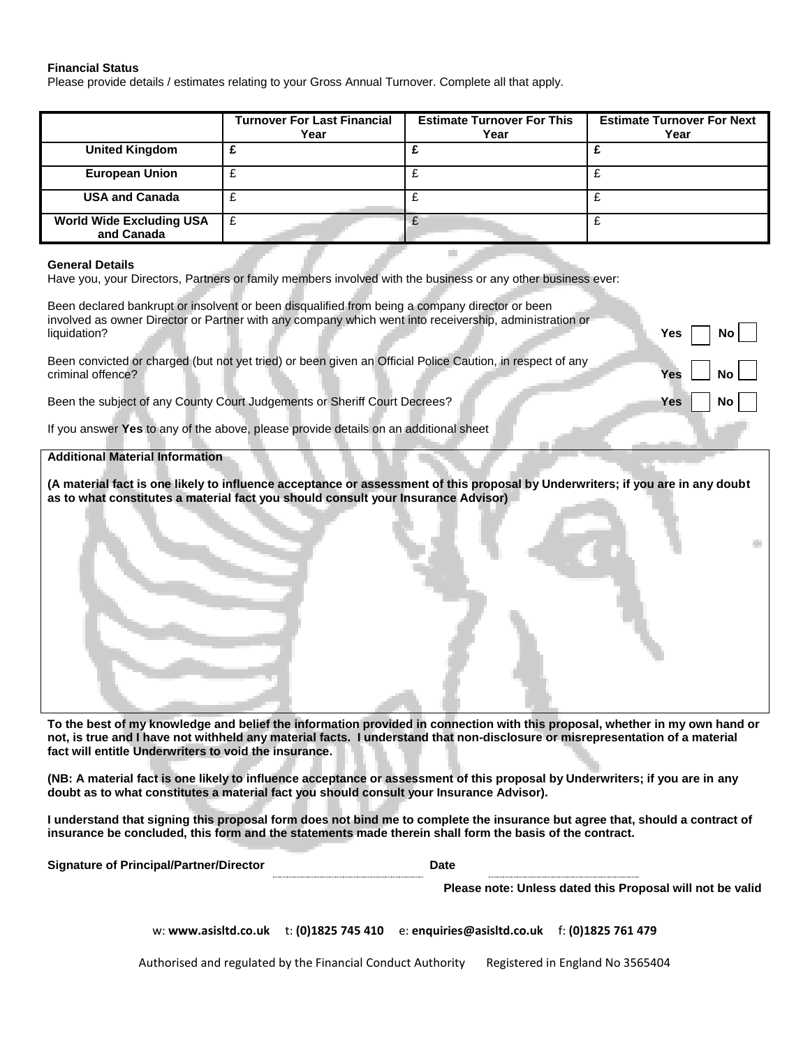**Financial Status**

Please provide details / estimates relating to your Gross Annual Turnover. Complete all that apply.

| | Turnover For Last Financial Year | Estimate Turnover For This Year | Estimate Turnover For Next Year |
|---|---|---|---|
| **United Kingdom** | £ | £ | £ |
| **European Union** | £ | £ | £ |
| **USA and Canada** | £ | £ | £ |
| **World Wide Excluding USA and Canada** | £ | £ | £ |

**General Details**

Have you, your Directors, Partners or family members involved with the business or any other business ever:

Been declared bankrupt or insolvent or been disqualified from being a company director or been involved as owner Director or Partner with any company which went into receivership, administration or liquidation? **Yes** ☐ **No** ☐

Been convicted or charged (but not yet tried) or been given an Official Police Caution, in respect of any criminal offence? **Yes** ☐ **No** ☐

Been the subject of any County Court Judgements or Sheriff Court Decrees? **Yes** ☐ **No** ☐

If you answer **Yes** to any of the above, please provide details on an additional sheet

**Additional Material Information**

**(A material fact is one likely to influence acceptance or assessment of this proposal by Underwriters; if you are in any doubt as to what constitutes a material fact you should consult your Insurance Advisor)**

**To the best of my knowledge and belief the information provided in connection with this proposal, whether in my own hand or not, is true and I have not withheld any material facts. I understand that non-disclosure or misrepresentation of a material fact will entitle Underwriters to void the insurance.**

**(NB: A material fact is one likely to influence acceptance or assessment of this proposal by Underwriters; if you are in any doubt as to what constitutes a material fact you should consult your Insurance Advisor).**

**I understand that signing this proposal form does not bind me to complete the insurance but agree that, should a contract of insurance be concluded, this form and the statements made therein shall form the basis of the contract.**

**Signature of Principal/Partner/Director** ........................................ **Date** ........................................

**Please note: Unless dated this Proposal will not be valid**

w: **www.asisltd.co.uk** t: **(0)1825 745 410** e: **enquiries@asisltd.co.uk** f: **(0)1825 761 479**

Authorised and regulated by the Financial Conduct Authority Registered in England No 3565404